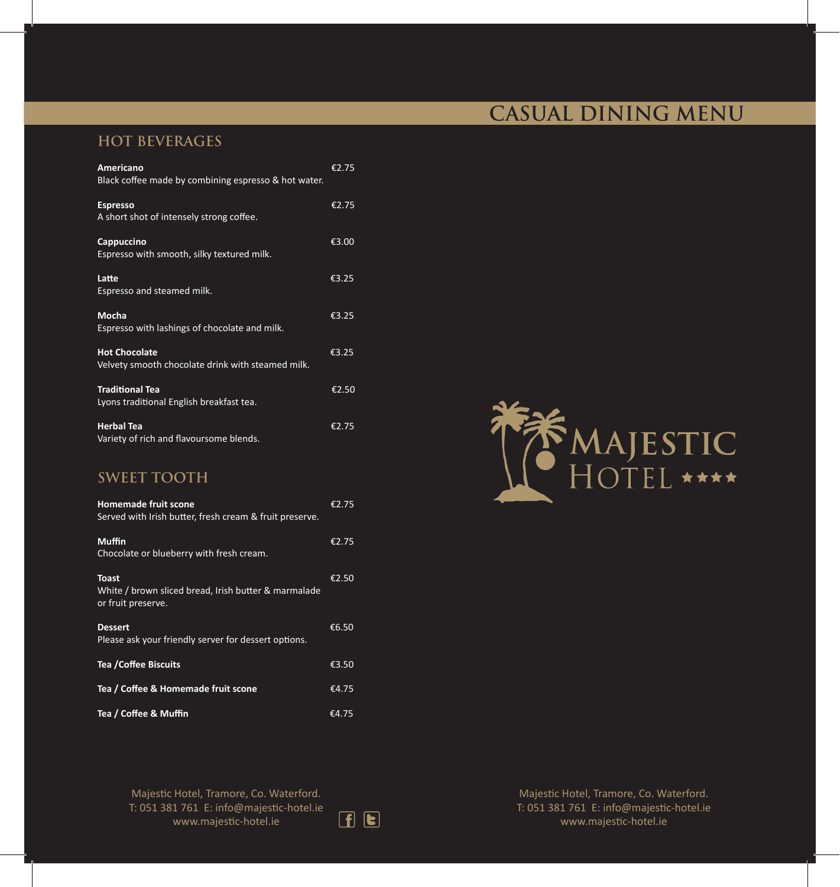# CASUAL DINING MENU

## HOT BEVERAGES

**Americano** €2.75
Black coffee made by combining espresso & hot water.

**Espresso** €2.75
A short shot of intensely strong coffee.

**Cappuccino** €3.00
Espresso with smooth, silky textured milk.

**Latte** €3.25
Espresso and steamed milk.

**Mocha** €3.25
Espresso with lashings of chocolate and milk.

**Hot Chocolate** €3.25
Velvety smooth chocolate drink with steamed milk.

**Traditional Tea** €2.50
Lyons traditional English breakfast tea.

**Herbal Tea** €2.75
Variety of rich and flavoursome blends.

## SWEET TOOTH

**Homemade fruit scone** €2.75
Served with Irish butter, fresh cream & fruit preserve.

**Muffin** €2.75
Chocolate or blueberry with fresh cream.

**Toast** €2.50
White / brown sliced bread, Irish butter & marmalade or fruit preserve.

**Dessert** €6.50
Please ask your friendly server for dessert options.

**Tea /Coffee Biscuits** €3.50

**Tea / Coffee & Homemade fruit scone** €4.75

**Tea / Coffee & Muffin** €4.75

Majestic Hotel, Tramore, Co. Waterford.
T: 051 381 761 E: info@majestic-hotel.ie
www.majestic-hotel.ie

MAJESTIC HOTEL ★★★★

Majestic Hotel, Tramore, Co. Waterford.
T: 051 381 761 E: info@majestic-hotel.ie
www.majestic-hotel.ie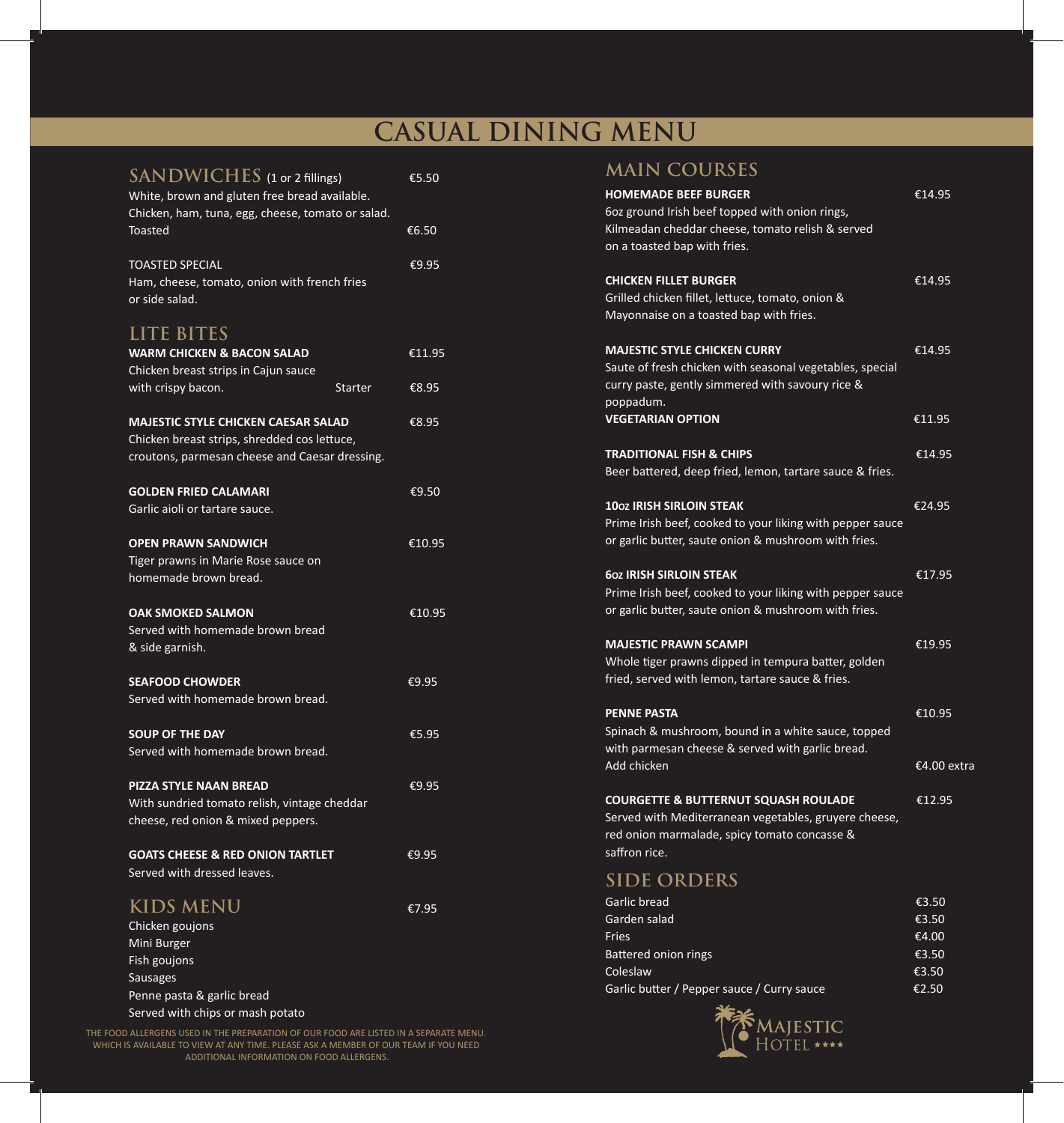# CASUAL DINING MENU

## SANDWICHES (1 or 2 fillings) €5.50

White, brown and gluten free bread available.
Chicken, ham, tuna, egg, cheese, tomato or salad.
Toasted €6.50

TOASTED SPECIAL €9.95
Ham, cheese, tomato, onion with french fries or side salad.

## LITE BITES

**WARM CHICKEN & BACON SALAD** €11.95
Chicken breast strips in Cajun sauce with crispy bacon. Starter €8.95

**MAJESTIC STYLE CHICKEN CAESAR SALAD** €8.95
Chicken breast strips, shredded cos lettuce, croutons, parmesan cheese and Caesar dressing.

**GOLDEN FRIED CALAMARI** €9.50
Garlic aioli or tartare sauce.

**OPEN PRAWN SANDWICH** €10.95
Tiger prawns in Marie Rose sauce on homemade brown bread.

**OAK SMOKED SALMON** €10.95
Served with homemade brown bread & side garnish.

**SEAFOOD CHOWDER** €9.95
Served with homemade brown bread.

**SOUP OF THE DAY** €5.95
Served with homemade brown bread.

**PIZZA STYLE NAAN BREAD** €9.95
With sundried tomato relish, vintage cheddar cheese, red onion & mixed peppers.

**GOATS CHEESE & RED ONION TARTLET** €9.95
Served with dressed leaves.

## KIDS MENU €7.95

Chicken goujons
Mini Burger
Fish goujons
Sausages
Penne pasta & garlic bread
Served with chips or mash potato

THE FOOD ALLERGENS USED IN THE PREPARATION OF OUR FOOD ARE LISTED IN A SEPARATE MENU. WHICH IS AVAILABLE TO VIEW AT ANY TIME. PLEASE ASK A MEMBER OF OUR TEAM IF YOU NEED ADDITIONAL INFORMATION ON FOOD ALLERGENS.

## MAIN COURSES

**HOMEMADE BEEF BURGER** €14.95
6oz ground Irish beef topped with onion rings, Kilmeadan cheddar cheese, tomato relish & served on a toasted bap with fries.

**CHICKEN FILLET BURGER** €14.95
Grilled chicken fillet, lettuce, tomato, onion & Mayonnaise on a toasted bap with fries.

**MAJESTIC STYLE CHICKEN CURRY** €14.95
Saute of fresh chicken with seasonal vegetables, special curry paste, gently simmered with savoury rice & poppadum.
**VEGETARIAN OPTION** €11.95

**TRADITIONAL FISH & CHIPS** €14.95
Beer battered, deep fried, lemon, tartare sauce & fries.

**10oz IRISH SIRLOIN STEAK** €24.95
Prime Irish beef, cooked to your liking with pepper sauce or garlic butter, saute onion & mushroom with fries.

**6oz IRISH SIRLOIN STEAK** €17.95
Prime Irish beef, cooked to your liking with pepper sauce or garlic butter, saute onion & mushroom with fries.

**MAJESTIC PRAWN SCAMPI** €19.95
Whole tiger prawns dipped in tempura batter, golden fried, served with lemon, tartare sauce & fries.

**PENNE PASTA** €10.95
Spinach & mushroom, bound in a white sauce, topped with parmesan cheese & served with garlic bread.
Add chicken €4.00 extra

**COURGETTE & BUTTERNUT SQUASH ROULADE** €12.95
Served with Mediterranean vegetables, gruyere cheese, red onion marmalade, spicy tomato concasse & saffron rice.

## SIDE ORDERS

| | |
|---|---|
| Garlic bread | €3.50 |
| Garden salad | €3.50 |
| Fries | €4.00 |
| Battered onion rings | €3.50 |
| Coleslaw | €3.50 |
| Garlic butter / Pepper sauce / Curry sauce | €2.50 |

MAJESTIC HOTEL ★★★★